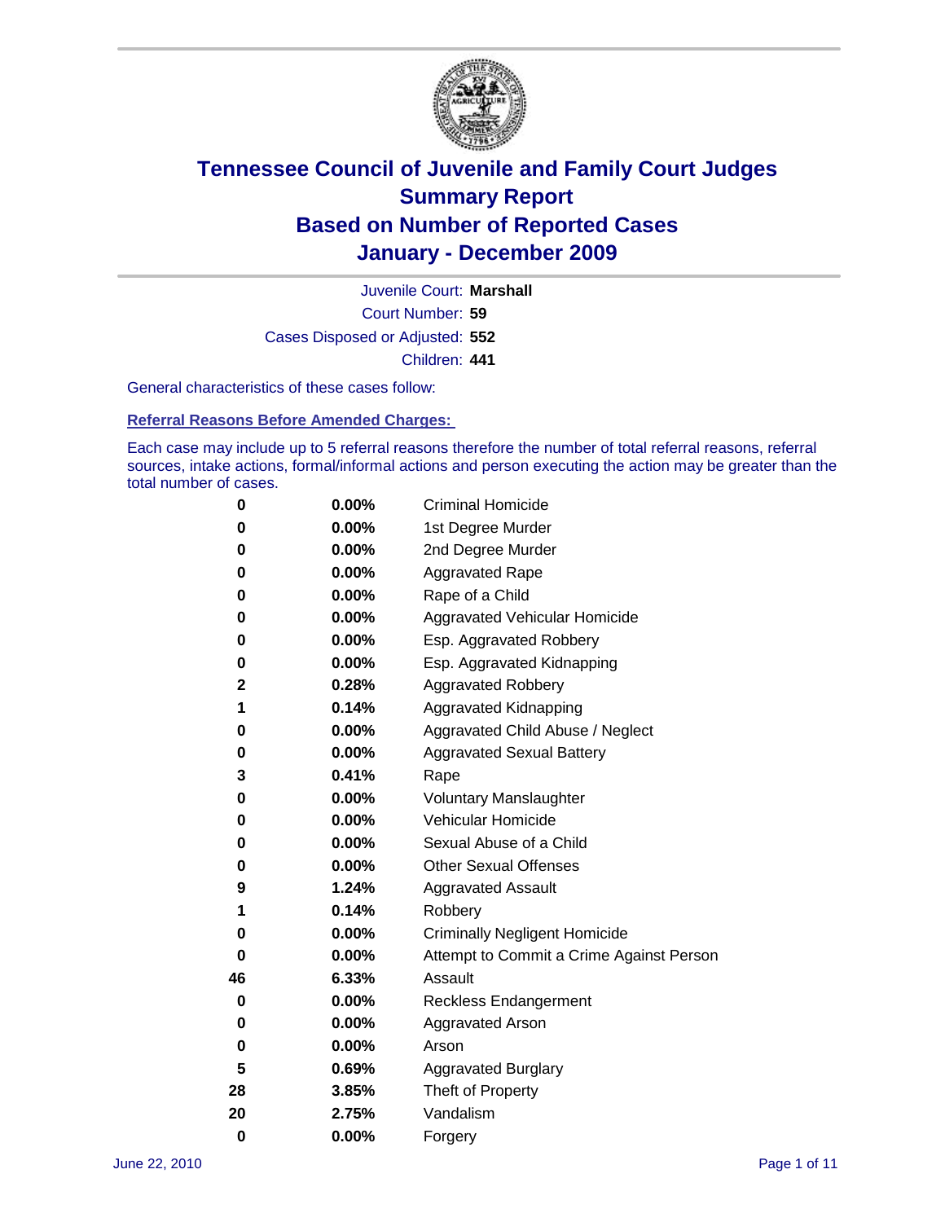# Tennessee Council of Juvenile and Family Court Judges
# Summary Report
# Based on Number of Reported Cases
# January - December 2009

Juvenile Court: **Marshall**
Court Number: **59**
Cases Disposed or Adjusted: **552**
Children: **441**

General characteristics of these cases follow:

## Referral Reasons Before Amended Charges:

Each case may include up to 5 referral reasons therefore the number of total referral reasons, referral sources, intake actions, formal/informal actions and person executing the action may be greater than the total number of cases.

| Count | Percent | Referral Reason |
|---|---|---|
| 0 | 0.00% | Criminal Homicide |
| 0 | 0.00% | 1st Degree Murder |
| 0 | 0.00% | 2nd Degree Murder |
| 0 | 0.00% | Aggravated Rape |
| 0 | 0.00% | Rape of a Child |
| 0 | 0.00% | Aggravated Vehicular Homicide |
| 0 | 0.00% | Esp. Aggravated Robbery |
| 0 | 0.00% | Esp. Aggravated Kidnapping |
| 2 | 0.28% | Aggravated Robbery |
| 1 | 0.14% | Aggravated Kidnapping |
| 0 | 0.00% | Aggravated Child Abuse / Neglect |
| 0 | 0.00% | Aggravated Sexual Battery |
| 3 | 0.41% | Rape |
| 0 | 0.00% | Voluntary Manslaughter |
| 0 | 0.00% | Vehicular Homicide |
| 0 | 0.00% | Sexual Abuse of a Child |
| 0 | 0.00% | Other Sexual Offenses |
| 9 | 1.24% | Aggravated Assault |
| 1 | 0.14% | Robbery |
| 0 | 0.00% | Criminally Negligent Homicide |
| 0 | 0.00% | Attempt to Commit a Crime Against Person |
| 46 | 6.33% | Assault |
| 0 | 0.00% | Reckless Endangerment |
| 0 | 0.00% | Aggravated Arson |
| 0 | 0.00% | Arson |
| 5 | 0.69% | Aggravated Burglary |
| 28 | 3.85% | Theft of Property |
| 20 | 2.75% | Vandalism |
| 0 | 0.00% | Forgery |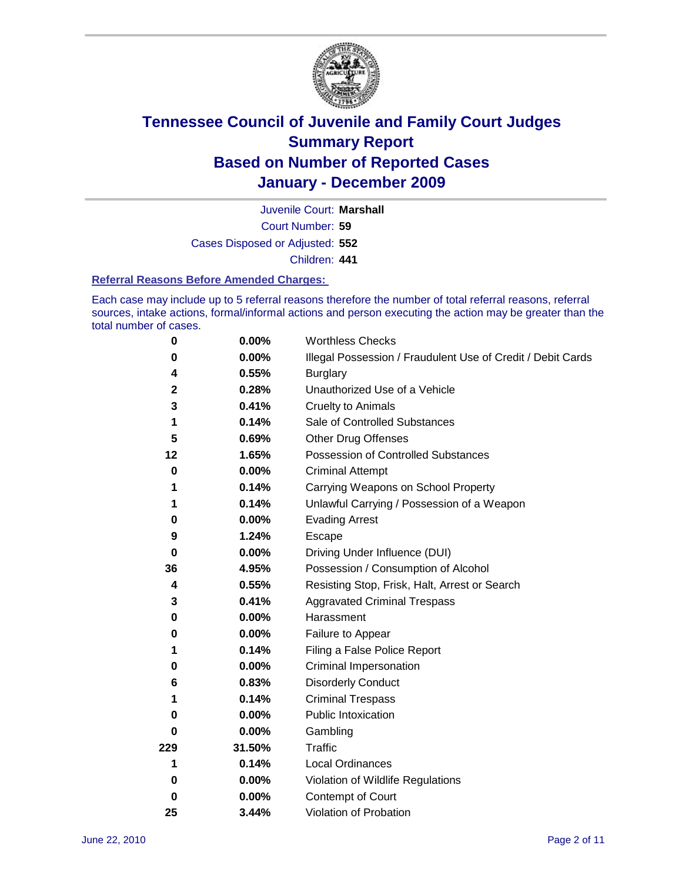# Tennessee Council of Juvenile and Family Court Judges
## Summary Report
## Based on Number of Reported Cases
## January - December 2009

Juvenile Court: **Marshall**

Court Number: **59**

Cases Disposed or Adjusted: **552**

Children: **441**

### Referral Reasons Before Amended Charges:

Each case may include up to 5 referral reasons therefore the number of total referral reasons, referral sources, intake actions, formal/informal actions and person executing the action may be greater than the total number of cases.

| Count | Percent | Referral Reason |
|---|---|---|
| 0 | 0.00% | Worthless Checks |
| 0 | 0.00% | Illegal Possession / Fraudulent Use of Credit / Debit Cards |
| 4 | 0.55% | Burglary |
| 2 | 0.28% | Unauthorized Use of a Vehicle |
| 3 | 0.41% | Cruelty to Animals |
| 1 | 0.14% | Sale of Controlled Substances |
| 5 | 0.69% | Other Drug Offenses |
| 12 | 1.65% | Possession of Controlled Substances |
| 0 | 0.00% | Criminal Attempt |
| 1 | 0.14% | Carrying Weapons on School Property |
| 1 | 0.14% | Unlawful Carrying / Possession of a Weapon |
| 0 | 0.00% | Evading Arrest |
| 9 | 1.24% | Escape |
| 0 | 0.00% | Driving Under Influence (DUI) |
| 36 | 4.95% | Possession / Consumption of Alcohol |
| 4 | 0.55% | Resisting Stop, Frisk, Halt, Arrest or Search |
| 3 | 0.41% | Aggravated Criminal Trespass |
| 0 | 0.00% | Harassment |
| 0 | 0.00% | Failure to Appear |
| 1 | 0.14% | Filing a False Police Report |
| 0 | 0.00% | Criminal Impersonation |
| 6 | 0.83% | Disorderly Conduct |
| 1 | 0.14% | Criminal Trespass |
| 0 | 0.00% | Public Intoxication |
| 0 | 0.00% | Gambling |
| 229 | 31.50% | Traffic |
| 1 | 0.14% | Local Ordinances |
| 0 | 0.00% | Violation of Wildlife Regulations |
| 0 | 0.00% | Contempt of Court |
| 25 | 3.44% | Violation of Probation |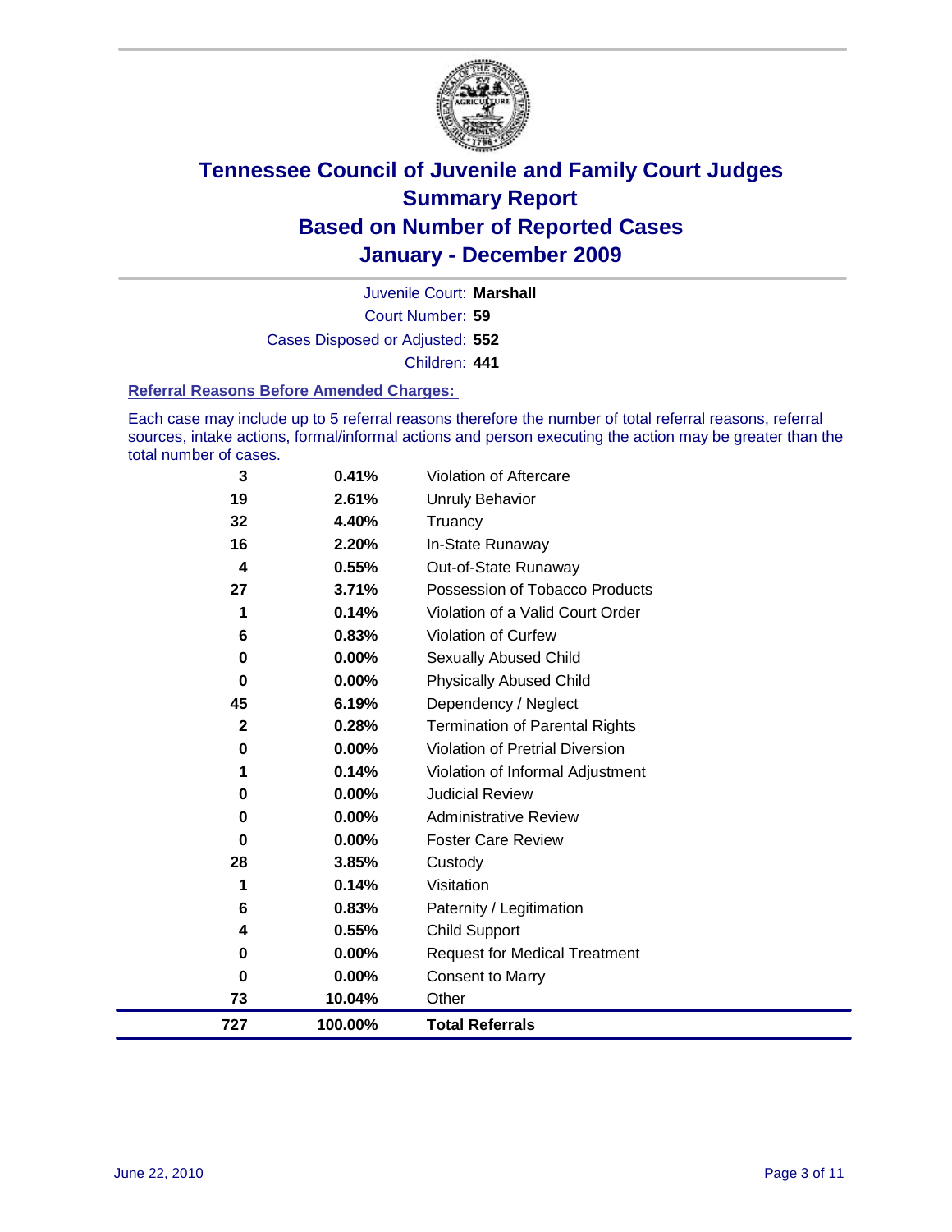# Tennessee Council of Juvenile and Family Court Judges
## Summary Report
## Based on Number of Reported Cases
## January - December 2009

Juvenile Court: **Marshall**

Court Number: **59**

Cases Disposed or Adjusted: **552**

Children: **441**

### Referral Reasons Before Amended Charges:

Each case may include up to 5 referral reasons therefore the number of total referral reasons, referral sources, intake actions, formal/informal actions and person executing the action may be greater than the total number of cases.

| Count | Percent | Referral Reason |
|---|---|---|
| 3 | 0.41% | Violation of Aftercare |
| 19 | 2.61% | Unruly Behavior |
| 32 | 4.40% | Truancy |
| 16 | 2.20% | In-State Runaway |
| 4 | 0.55% | Out-of-State Runaway |
| 27 | 3.71% | Possession of Tobacco Products |
| 1 | 0.14% | Violation of a Valid Court Order |
| 6 | 0.83% | Violation of Curfew |
| 0 | 0.00% | Sexually Abused Child |
| 0 | 0.00% | Physically Abused Child |
| 45 | 6.19% | Dependency / Neglect |
| 2 | 0.28% | Termination of Parental Rights |
| 0 | 0.00% | Violation of Pretrial Diversion |
| 1 | 0.14% | Violation of Informal Adjustment |
| 0 | 0.00% | Judicial Review |
| 0 | 0.00% | Administrative Review |
| 0 | 0.00% | Foster Care Review |
| 28 | 3.85% | Custody |
| 1 | 0.14% | Visitation |
| 6 | 0.83% | Paternity / Legitimation |
| 4 | 0.55% | Child Support |
| 0 | 0.00% | Request for Medical Treatment |
| 0 | 0.00% | Consent to Marry |
| 73 | 10.04% | Other |
| **727** | **100.00%** | **Total Referrals** |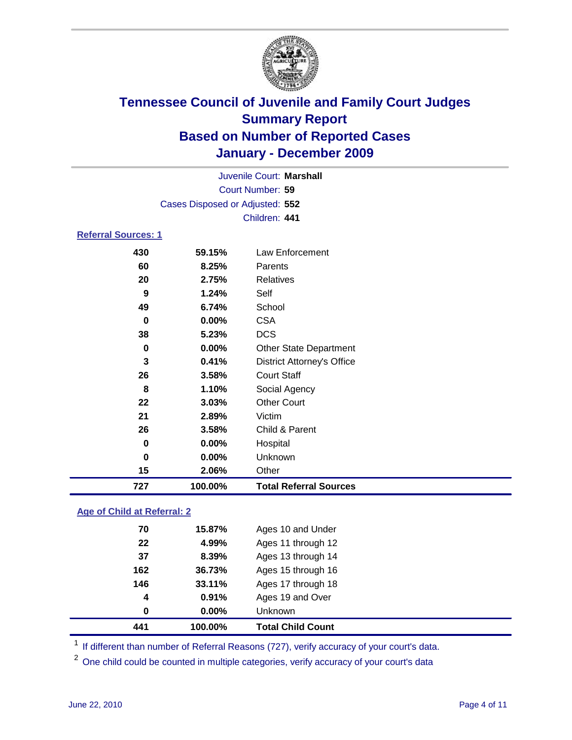# Tennessee Council of Juvenile and Family Court Judges
## Summary Report
## Based on Number of Reported Cases
## January - December 2009

Juvenile Court: **Marshall**

Court Number: **59**

Cases Disposed or Adjusted: **552**

Children: **441**

### Referral Sources: 1

| | | |
|---|---|---|
| 430 | 59.15% | Law Enforcement |
| 60 | 8.25% | Parents |
| 20 | 2.75% | Relatives |
| 9 | 1.24% | Self |
| 49 | 6.74% | School |
| 0 | 0.00% | CSA |
| 38 | 5.23% | DCS |
| 0 | 0.00% | Other State Department |
| 3 | 0.41% | District Attorney's Office |
| 26 | 3.58% | Court Staff |
| 8 | 1.10% | Social Agency |
| 22 | 3.03% | Other Court |
| 21 | 2.89% | Victim |
| 26 | 3.58% | Child & Parent |
| 0 | 0.00% | Hospital |
| 0 | 0.00% | Unknown |
| 15 | 2.06% | Other |
| **727** | **100.00%** | **Total Referral Sources** |

### Age of Child at Referral: 2

| | | |
|---|---|---|
| 70 | 15.87% | Ages 10 and Under |
| 22 | 4.99% | Ages 11 through 12 |
| 37 | 8.39% | Ages 13 through 14 |
| 162 | 36.73% | Ages 15 through 16 |
| 146 | 33.11% | Ages 17 through 18 |
| 4 | 0.91% | Ages 19 and Over |
| 0 | 0.00% | Unknown |
| **441** | **100.00%** | **Total Child Count** |

[1] If different than number of Referral Reasons (727), verify accuracy of your court's data.

[2] One child could be counted in multiple categories, verify accuracy of your court's data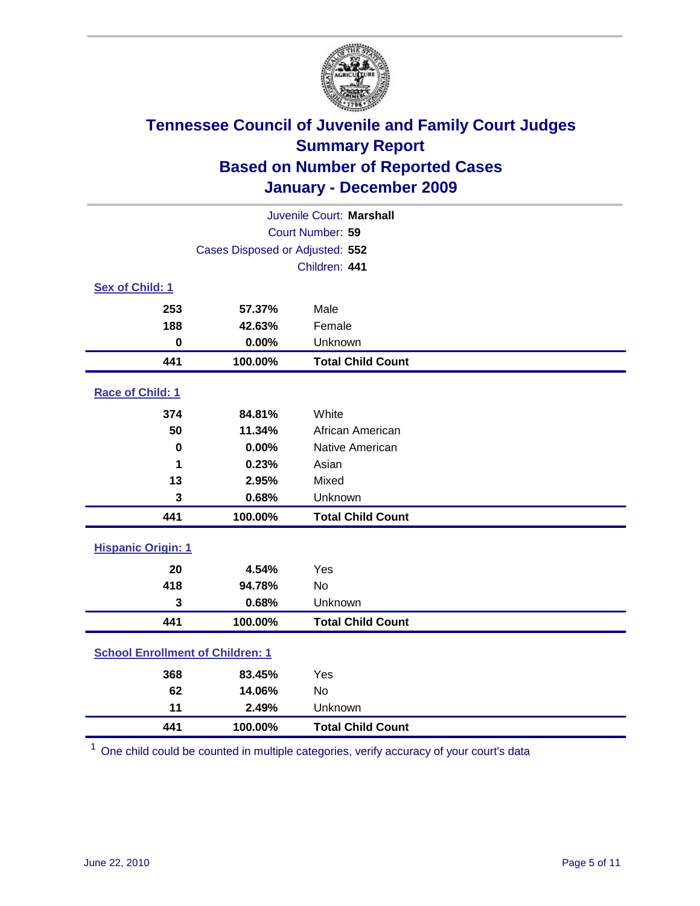# Tennessee Council of Juvenile and Family Court Judges
## Summary Report
## Based on Number of Reported Cases
## January - December 2009

Juvenile Court: **Marshall**

Court Number: **59**

Cases Disposed or Adjusted: **552**

Children: **441**

### Sex of Child: 1

| | | |
|---|---|---|
| **253** | **57.37%** | Male |
| **188** | **42.63%** | Female |
| **0** | **0.00%** | Unknown |
| **441** | **100.00%** | **Total Child Count** |

### Race of Child: 1

| | | |
|---|---|---|
| **374** | **84.81%** | White |
| **50** | **11.34%** | African American |
| **0** | **0.00%** | Native American |
| **1** | **0.23%** | Asian |
| **13** | **2.95%** | Mixed |
| **3** | **0.68%** | Unknown |
| **441** | **100.00%** | **Total Child Count** |

### Hispanic Origin: 1

| | | |
|---|---|---|
| **20** | **4.54%** | Yes |
| **418** | **94.78%** | No |
| **3** | **0.68%** | Unknown |
| **441** | **100.00%** | **Total Child Count** |

### School Enrollment of Children: 1

| | | |
|---|---|---|
| **368** | **83.45%** | Yes |
| **62** | **14.06%** | No |
| **11** | **2.49%** | Unknown |
| **441** | **100.00%** | **Total Child Count** |

[1] One child could be counted in multiple categories, verify accuracy of your court's data

June 22, 2010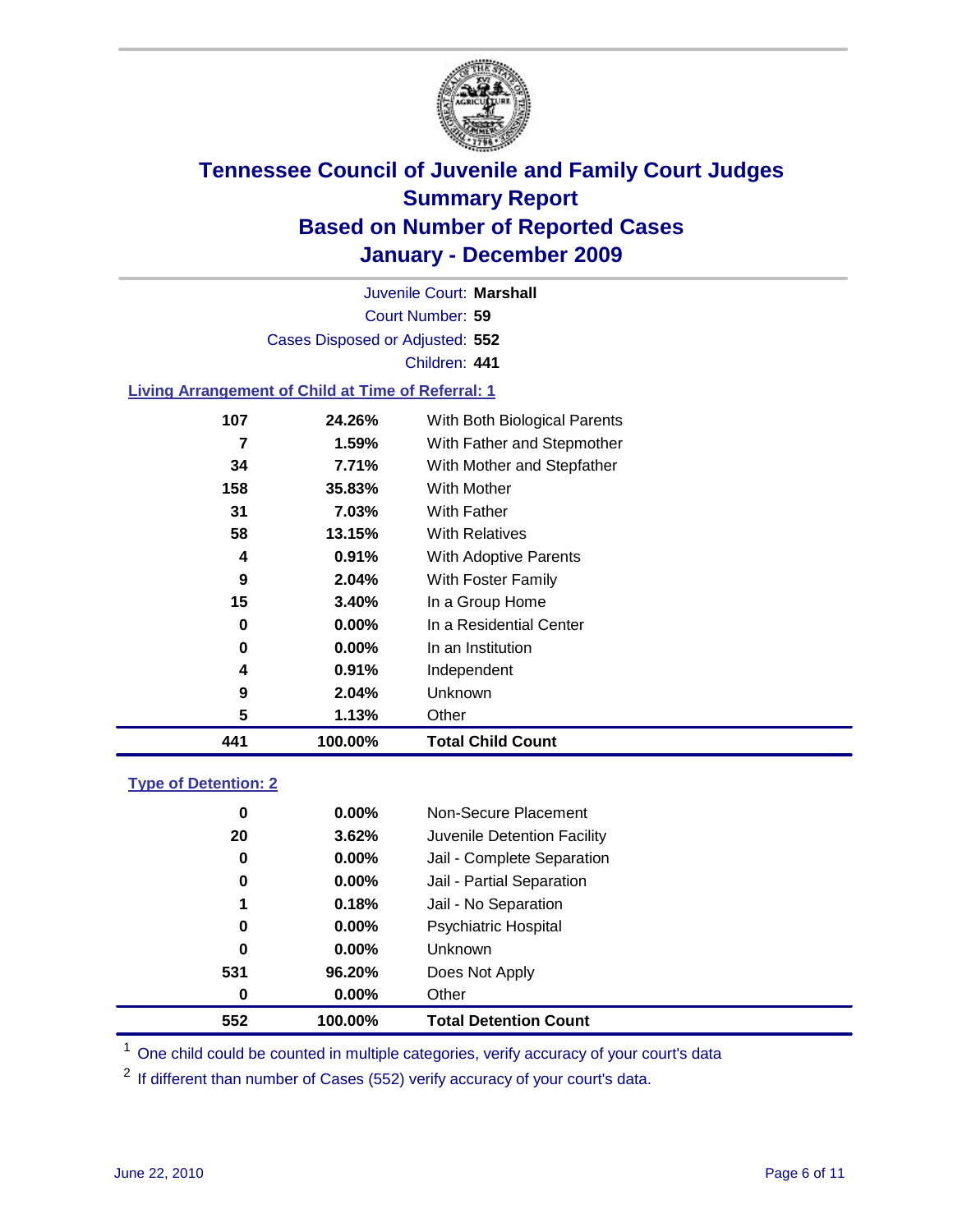# Tennessee Council of Juvenile and Family Court Judges
## Summary Report
## Based on Number of Reported Cases
## January - December 2009

Juvenile Court: **Marshall**

Court Number: **59**

Cases Disposed or Adjusted: **552**

Children: **441**

### Living Arrangement of Child at Time of Referral: 1

| | | |
|---|---|---|
| 107 | 24.26% | With Both Biological Parents |
| 7 | 1.59% | With Father and Stepmother |
| 34 | 7.71% | With Mother and Stepfather |
| 158 | 35.83% | With Mother |
| 31 | 7.03% | With Father |
| 58 | 13.15% | With Relatives |
| 4 | 0.91% | With Adoptive Parents |
| 9 | 2.04% | With Foster Family |
| 15 | 3.40% | In a Group Home |
| 0 | 0.00% | In a Residential Center |
| 0 | 0.00% | In an Institution |
| 4 | 0.91% | Independent |
| 9 | 2.04% | Unknown |
| 5 | 1.13% | Other |
| **441** | **100.00%** | **Total Child Count** |

### Type of Detention: 2

| | | |
|---|---|---|
| 0 | 0.00% | Non-Secure Placement |
| 20 | 3.62% | Juvenile Detention Facility |
| 0 | 0.00% | Jail - Complete Separation |
| 0 | 0.00% | Jail - Partial Separation |
| 1 | 0.18% | Jail - No Separation |
| 0 | 0.00% | Psychiatric Hospital |
| 0 | 0.00% | Unknown |
| 531 | 96.20% | Does Not Apply |
| 0 | 0.00% | Other |
| **552** | **100.00%** | **Total Detention Count** |

[1] One child could be counted in multiple categories, verify accuracy of your court's data

[2] If different than number of Cases (552) verify accuracy of your court's data.

June 22, 2010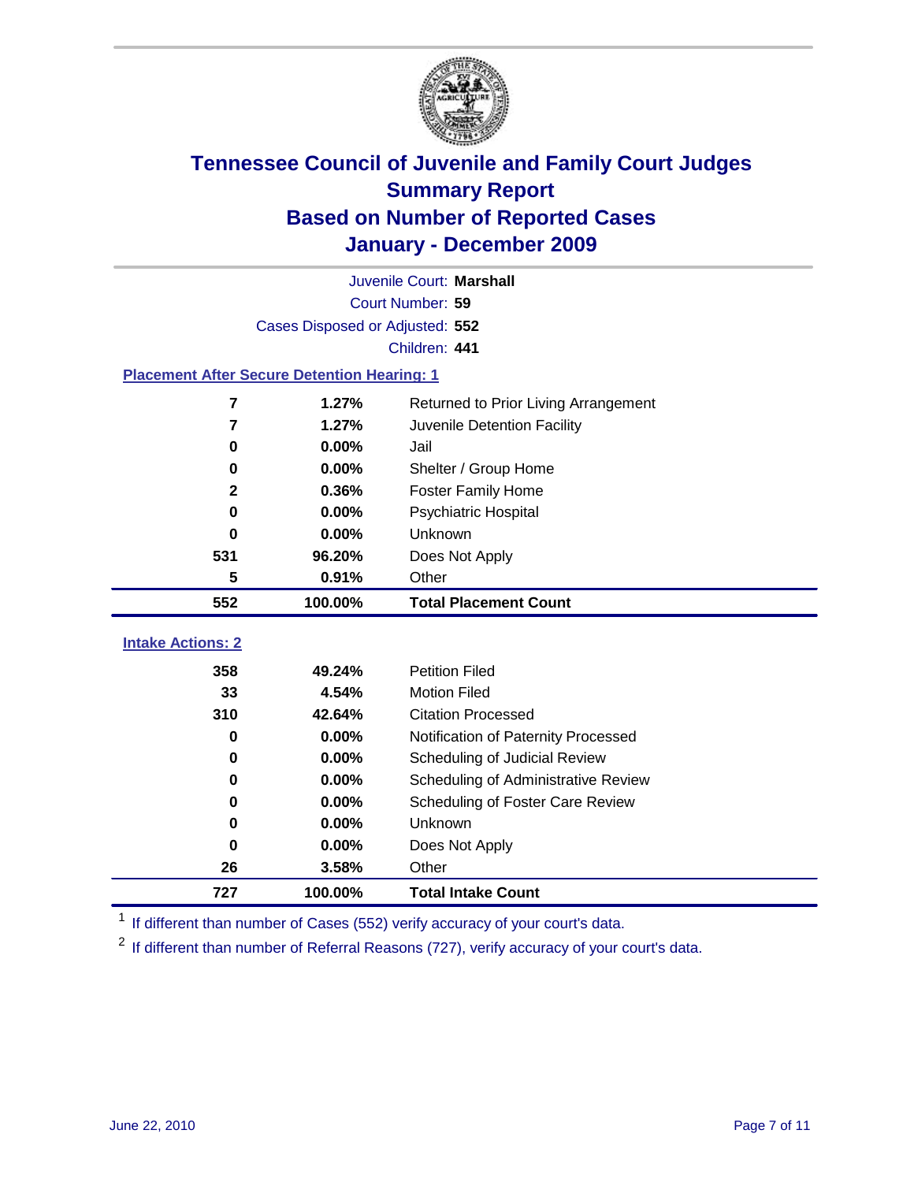# Tennessee Council of Juvenile and Family Court Judges
## Summary Report
## Based on Number of Reported Cases
## January - December 2009

Juvenile Court: **Marshall**
Court Number: **59**
Cases Disposed or Adjusted: **552**
Children: **441**

### Placement After Secure Detention Hearing: 1

| Count | Percent | Placement |
|---|---|---|
| 7 | 1.27% | Returned to Prior Living Arrangement |
| 7 | 1.27% | Juvenile Detention Facility |
| 0 | 0.00% | Jail |
| 0 | 0.00% | Shelter / Group Home |
| 2 | 0.36% | Foster Family Home |
| 0 | 0.00% | Psychiatric Hospital |
| 0 | 0.00% | Unknown |
| 531 | 96.20% | Does Not Apply |
| 5 | 0.91% | Other |
| **552** | **100.00%** | **Total Placement Count** |

### Intake Actions: 2

| Count | Percent | Intake Action |
|---|---|---|
| 358 | 49.24% | Petition Filed |
| 33 | 4.54% | Motion Filed |
| 310 | 42.64% | Citation Processed |
| 0 | 0.00% | Notification of Paternity Processed |
| 0 | 0.00% | Scheduling of Judicial Review |
| 0 | 0.00% | Scheduling of Administrative Review |
| 0 | 0.00% | Scheduling of Foster Care Review |
| 0 | 0.00% | Unknown |
| 0 | 0.00% | Does Not Apply |
| 26 | 3.58% | Other |
| **727** | **100.00%** | **Total Intake Count** |

[1] If different than number of Cases (552) verify accuracy of your court's data.

[2] If different than number of Referral Reasons (727), verify accuracy of your court's data.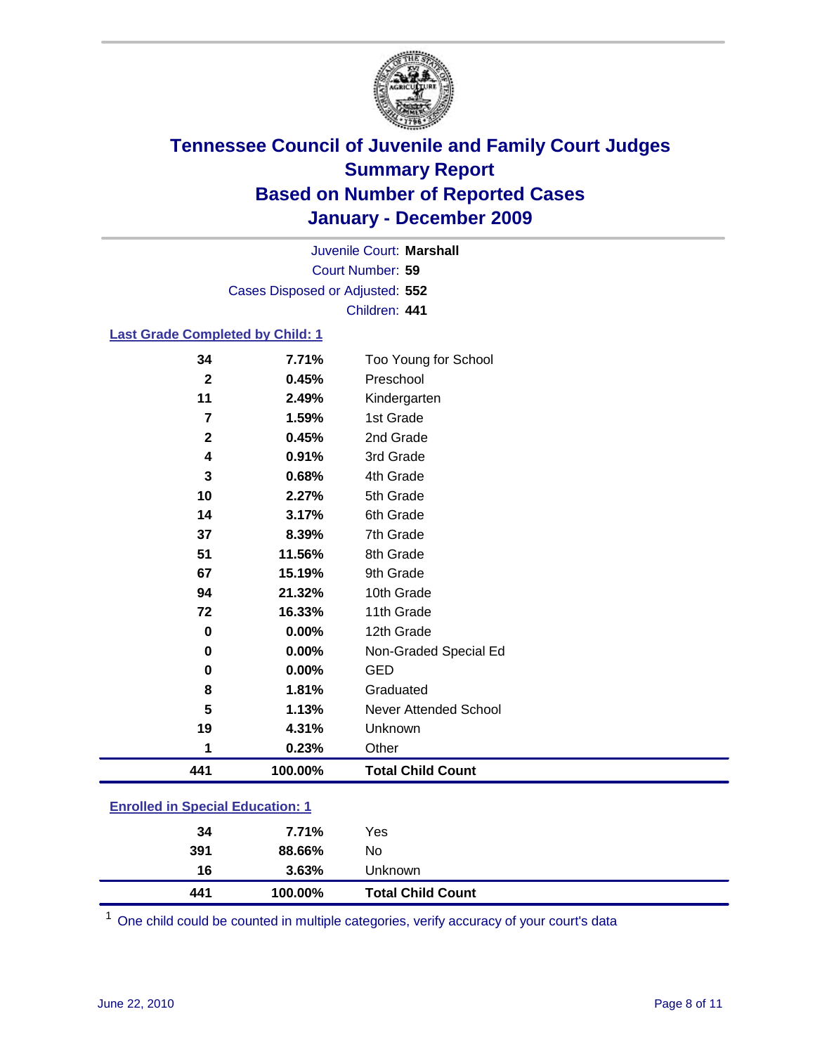# Tennessee Council of Juvenile and Family Court Judges
## Summary Report
## Based on Number of Reported Cases
## January - December 2009

Juvenile Court: **Marshall**
Court Number: **59**
Cases Disposed or Adjusted: **552**
Children: **441**

### Last Grade Completed by Child: 1

| Count | Percent | Category |
|---|---|---|
| 34 | 7.71% | Too Young for School |
| 2 | 0.45% | Preschool |
| 11 | 2.49% | Kindergarten |
| 7 | 1.59% | 1st Grade |
| 2 | 0.45% | 2nd Grade |
| 4 | 0.91% | 3rd Grade |
| 3 | 0.68% | 4th Grade |
| 10 | 2.27% | 5th Grade |
| 14 | 3.17% | 6th Grade |
| 37 | 8.39% | 7th Grade |
| 51 | 11.56% | 8th Grade |
| 67 | 15.19% | 9th Grade |
| 94 | 21.32% | 10th Grade |
| 72 | 16.33% | 11th Grade |
| 0 | 0.00% | 12th Grade |
| 0 | 0.00% | Non-Graded Special Ed |
| 0 | 0.00% | GED |
| 8 | 1.81% | Graduated |
| 5 | 1.13% | Never Attended School |
| 19 | 4.31% | Unknown |
| 1 | 0.23% | Other |
| **441** | **100.00%** | **Total Child Count** |

### Enrolled in Special Education: 1

| Count | Percent | Category |
|---|---|---|
| 34 | 7.71% | Yes |
| 391 | 88.66% | No |
| 16 | 3.63% | Unknown |
| **441** | **100.00%** | **Total Child Count** |

[1] One child could be counted in multiple categories, verify accuracy of your court's data

June 22, 2010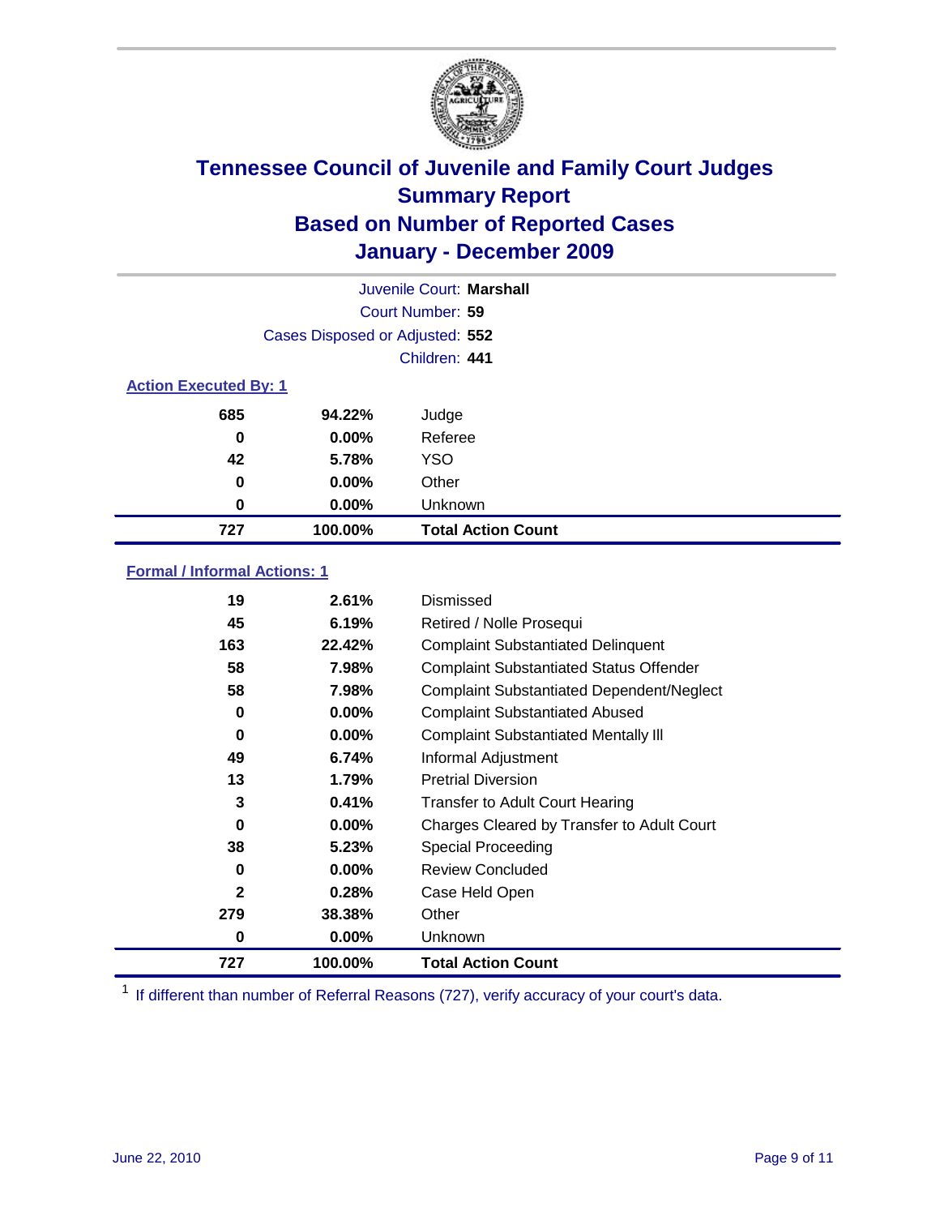# Tennessee Council of Juvenile and Family Court Judges
## Summary Report
## Based on Number of Reported Cases
## January - December 2009

Juvenile Court: **Marshall**

Court Number: **59**

Cases Disposed or Adjusted: **552**

Children: **441**

### Action Executed By: 1

| | | |
|---|---|---|
| 685 | 94.22% | Judge |
| 0 | 0.00% | Referee |
| 42 | 5.78% | YSO |
| 0 | 0.00% | Other |
| 0 | 0.00% | Unknown |
| **727** | **100.00%** | **Total Action Count** |

### Formal / Informal Actions: 1

| | | |
|---|---|---|
| 19 | 2.61% | Dismissed |
| 45 | 6.19% | Retired / Nolle Prosequi |
| 163 | 22.42% | Complaint Substantiated Delinquent |
| 58 | 7.98% | Complaint Substantiated Status Offender |
| 58 | 7.98% | Complaint Substantiated Dependent/Neglect |
| 0 | 0.00% | Complaint Substantiated Abused |
| 0 | 0.00% | Complaint Substantiated Mentally Ill |
| 49 | 6.74% | Informal Adjustment |
| 13 | 1.79% | Pretrial Diversion |
| 3 | 0.41% | Transfer to Adult Court Hearing |
| 0 | 0.00% | Charges Cleared by Transfer to Adult Court |
| 38 | 5.23% | Special Proceeding |
| 0 | 0.00% | Review Concluded |
| 2 | 0.28% | Case Held Open |
| 279 | 38.38% | Other |
| 0 | 0.00% | Unknown |
| **727** | **100.00%** | **Total Action Count** |

[1] If different than number of Referral Reasons (727), verify accuracy of your court's data.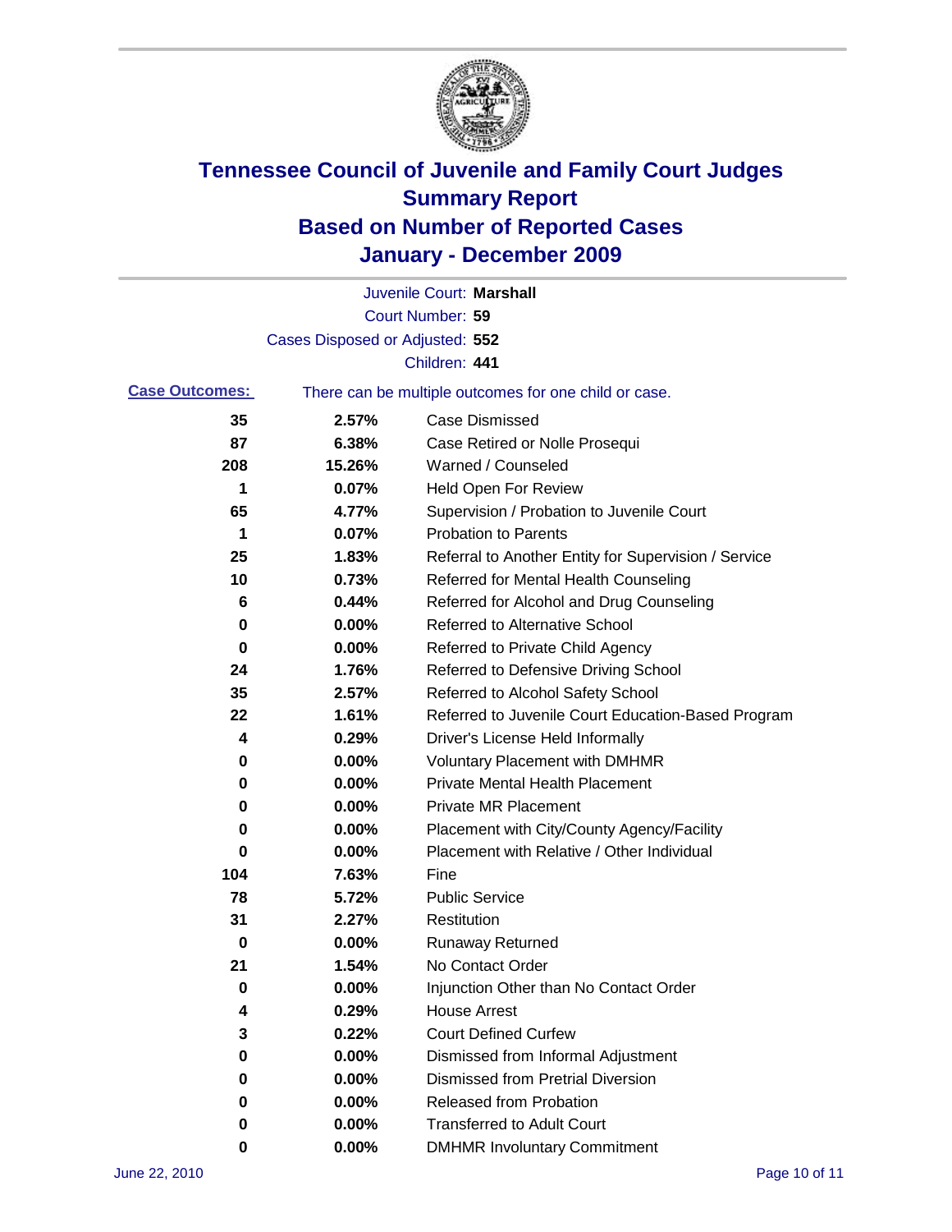# Tennessee Council of Juvenile and Family Court Judges
## Summary Report
## Based on Number of Reported Cases
## January - December 2009

Juvenile Court: **Marshall**
Court Number: **59**
Cases Disposed or Adjusted: **552**
Children: **441**

**Case Outcomes:** There can be multiple outcomes for one child or case.

| Count | Percent | Outcome |
|---|---|---|
| 35 | 2.57% | Case Dismissed |
| 87 | 6.38% | Case Retired or Nolle Prosequi |
| 208 | 15.26% | Warned / Counseled |
| 1 | 0.07% | Held Open For Review |
| 65 | 4.77% | Supervision / Probation to Juvenile Court |
| 1 | 0.07% | Probation to Parents |
| 25 | 1.83% | Referral to Another Entity for Supervision / Service |
| 10 | 0.73% | Referred for Mental Health Counseling |
| 6 | 0.44% | Referred for Alcohol and Drug Counseling |
| 0 | 0.00% | Referred to Alternative School |
| 0 | 0.00% | Referred to Private Child Agency |
| 24 | 1.76% | Referred to Defensive Driving School |
| 35 | 2.57% | Referred to Alcohol Safety School |
| 22 | 1.61% | Referred to Juvenile Court Education-Based Program |
| 4 | 0.29% | Driver's License Held Informally |
| 0 | 0.00% | Voluntary Placement with DMHMR |
| 0 | 0.00% | Private Mental Health Placement |
| 0 | 0.00% | Private MR Placement |
| 0 | 0.00% | Placement with City/County Agency/Facility |
| 0 | 0.00% | Placement with Relative / Other Individual |
| 104 | 7.63% | Fine |
| 78 | 5.72% | Public Service |
| 31 | 2.27% | Restitution |
| 0 | 0.00% | Runaway Returned |
| 21 | 1.54% | No Contact Order |
| 0 | 0.00% | Injunction Other than No Contact Order |
| 4 | 0.29% | House Arrest |
| 3 | 0.22% | Court Defined Curfew |
| 0 | 0.00% | Dismissed from Informal Adjustment |
| 0 | 0.00% | Dismissed from Pretrial Diversion |
| 0 | 0.00% | Released from Probation |
| 0 | 0.00% | Transferred to Adult Court |
| 0 | 0.00% | DMHMR Involuntary Commitment |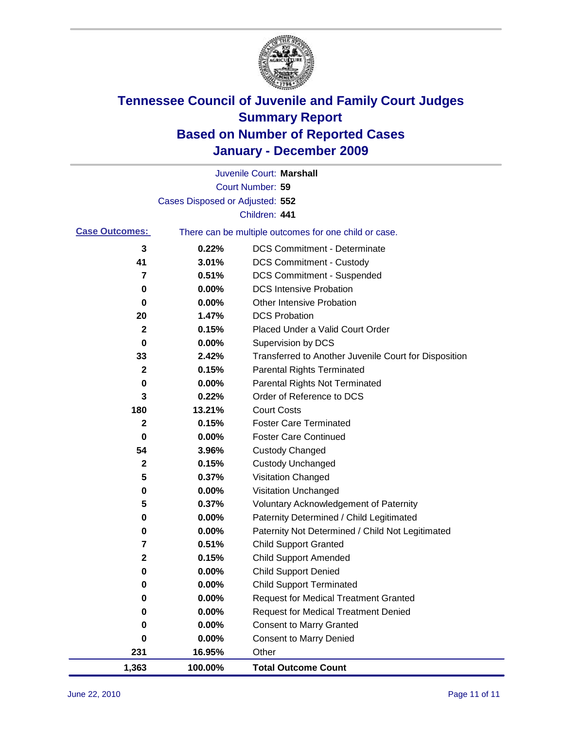# Tennessee Council of Juvenile and Family Court Judges
## Summary Report
## Based on Number of Reported Cases
## January - December 2009

Juvenile Court: **Marshall**

Court Number: **59**

Cases Disposed or Adjusted: **552**

Children: **441**

**Case Outcomes:** There can be multiple outcomes for one child or case.

| | | |
|---|---|---|
| 3 | 0.22% | DCS Commitment - Determinate |
| 41 | 3.01% | DCS Commitment - Custody |
| 7 | 0.51% | DCS Commitment - Suspended |
| 0 | 0.00% | DCS Intensive Probation |
| 0 | 0.00% | Other Intensive Probation |
| 20 | 1.47% | DCS Probation |
| 2 | 0.15% | Placed Under a Valid Court Order |
| 0 | 0.00% | Supervision by DCS |
| 33 | 2.42% | Transferred to Another Juvenile Court for Disposition |
| 2 | 0.15% | Parental Rights Terminated |
| 0 | 0.00% | Parental Rights Not Terminated |
| 3 | 0.22% | Order of Reference to DCS |
| 180 | 13.21% | Court Costs |
| 2 | 0.15% | Foster Care Terminated |
| 0 | 0.00% | Foster Care Continued |
| 54 | 3.96% | Custody Changed |
| 2 | 0.15% | Custody Unchanged |
| 5 | 0.37% | Visitation Changed |
| 0 | 0.00% | Visitation Unchanged |
| 5 | 0.37% | Voluntary Acknowledgement of Paternity |
| 0 | 0.00% | Paternity Determined / Child Legitimated |
| 0 | 0.00% | Paternity Not Determined / Child Not Legitimated |
| 7 | 0.51% | Child Support Granted |
| 2 | 0.15% | Child Support Amended |
| 0 | 0.00% | Child Support Denied |
| 0 | 0.00% | Child Support Terminated |
| 0 | 0.00% | Request for Medical Treatment Granted |
| 0 | 0.00% | Request for Medical Treatment Denied |
| 0 | 0.00% | Consent to Marry Granted |
| 0 | 0.00% | Consent to Marry Denied |
| 231 | 16.95% | Other |
| **1,363** | **100.00%** | **Total Outcome Count** |

June 22, 2010